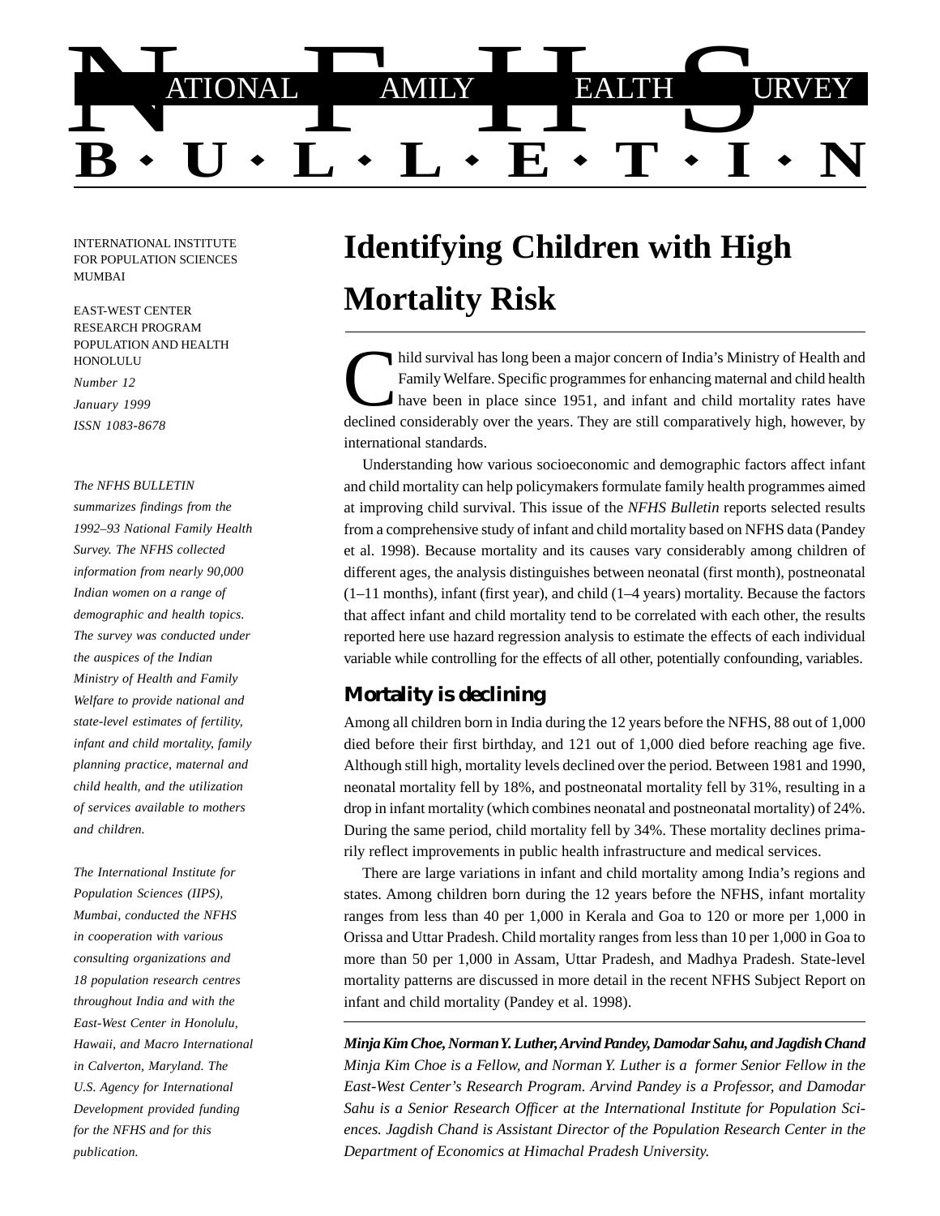# NATIONAL FAMILY HEALTH SURVEY BULLETIN

INTERNATIONAL INSTITUTE FOR POPULATION SCIENCES MUMBAI

EAST-WEST CENTER RESEARCH PROGRAM POPULATION AND HEALTH HONOLULU

*Number 12*

*January 1999*

*ISSN 1083-8678*

*The NFHS BULLETIN summarizes findings from the 1992–93 National Family Health Survey. The NFHS collected information from nearly 90,000 Indian women on a range of demographic and health topics. The survey was conducted under the auspices of the Indian Ministry of Health and Family Welfare to provide national and state-level estimates of fertility, infant and child mortality, family planning practice, maternal and child health, and the utilization of services available to mothers and children.*

*The International Institute for Population Sciences (IIPS), Mumbai, conducted the NFHS in cooperation with various consulting organizations and 18 population research centres throughout India and with the East-West Center in Honolulu, Hawaii, and Macro International in Calverton, Maryland. The U.S. Agency for International Development provided funding for the NFHS and for this publication.*

# Identifying Children with High Mortality Risk

Child survival has long been a major concern of India's Ministry of Health and Family Welfare. Specific programmes for enhancing maternal and child health have been in place since 1951, and infant and child mortality rates have declined considerably over the years. They are still comparatively high, however, by international standards.

Understanding how various socioeconomic and demographic factors affect infant and child mortality can help policymakers formulate family health programmes aimed at improving child survival. This issue of the *NFHS Bulletin* reports selected results from a comprehensive study of infant and child mortality based on NFHS data (Pandey et al. 1998). Because mortality and its causes vary considerably among children of different ages, the analysis distinguishes between neonatal (first month), postneonatal (1–11 months), infant (first year), and child (1–4 years) mortality. Because the factors that affect infant and child mortality tend to be correlated with each other, the results reported here use hazard regression analysis to estimate the effects of each individual variable while controlling for the effects of all other, potentially confounding, variables.

## Mortality is declining

Among all children born in India during the 12 years before the NFHS, 88 out of 1,000 died before their first birthday, and 121 out of 1,000 died before reaching age five. Although still high, mortality levels declined over the period. Between 1981 and 1990, neonatal mortality fell by 18%, and postneonatal mortality fell by 31%, resulting in a drop in infant mortality (which combines neonatal and postneonatal mortality) of 24%. During the same period, child mortality fell by 34%. These mortality declines primarily reflect improvements in public health infrastructure and medical services.

There are large variations in infant and child mortality among India's regions and states. Among children born during the 12 years before the NFHS, infant mortality ranges from less than 40 per 1,000 in Kerala and Goa to 120 or more per 1,000 in Orissa and Uttar Pradesh. Child mortality ranges from less than 10 per 1,000 in Goa to more than 50 per 1,000 in Assam, Uttar Pradesh, and Madhya Pradesh. State-level mortality patterns are discussed in more detail in the recent NFHS Subject Report on infant and child mortality (Pandey et al. 1998).

***Minja Kim Choe, Norman Y. Luther, Arvind Pandey, Damodar Sahu, and Jagdish Chand***

*Minja Kim Choe is a Fellow, and Norman Y. Luther is a former Senior Fellow in the East-West Center's Research Program. Arvind Pandey is a Professor, and Damodar Sahu is a Senior Research Officer at the International Institute for Population Sciences. Jagdish Chand is Assistant Director of the Population Research Center in the Department of Economics at Himachal Pradesh University.*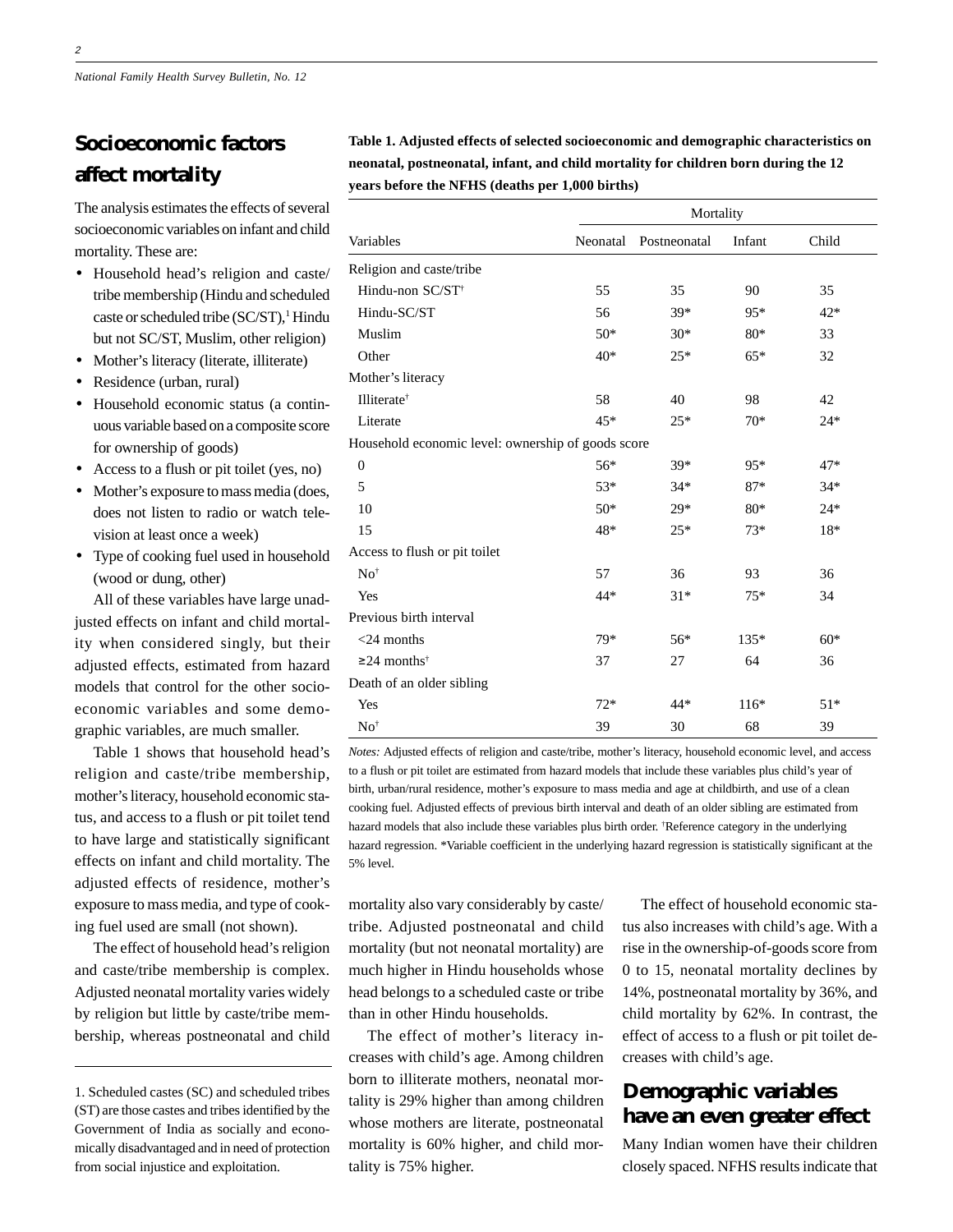## Socioeconomic factors affect mortality

The analysis estimates the effects of several socioeconomic variables on infant and child mortality. These are:

- Household head's religion and caste/tribe membership (Hindu and scheduled caste or scheduled tribe (SC/ST),[1] Hindu but not SC/ST, Muslim, other religion)
- Mother's literacy (literate, illiterate)
- Residence (urban, rural)
- Household economic status (a continuous variable based on a composite score for ownership of goods)
- Access to a flush or pit toilet (yes, no)
- Mother's exposure to mass media (does, does not listen to radio or watch television at least once a week)
- Type of cooking fuel used in household (wood or dung, other)

All of these variables have large unadjusted effects on infant and child mortality when considered singly, but their adjusted effects, estimated from hazard models that control for the other socioeconomic variables and some demographic variables, are much smaller.

Table 1 shows that household head's religion and caste/tribe membership, mother's literacy, household economic status, and access to a flush or pit toilet tend to have large and statistically significant effects on infant and child mortality. The adjusted effects of residence, mother's exposure to mass media, and type of cooking fuel used are small (not shown).

The effect of household head's religion and caste/tribe membership is complex. Adjusted neonatal mortality varies widely by religion but little by caste/tribe membership, whereas postneonatal and child mortality also vary considerably by caste/tribe. Adjusted postneonatal and child mortality (but not neonatal mortality) are much higher in Hindu households whose head belongs to a scheduled caste or tribe than in other Hindu households.

The effect of mother's literacy increases with child's age. Among children born to illiterate mothers, neonatal mortality is 29% higher than among children whose mothers are literate, postneonatal mortality is 60% higher, and child mortality is 75% higher.

The effect of household economic status also increases with child's age. With a rise in the ownership-of-goods score from 0 to 15, neonatal mortality declines by 14%, postneonatal mortality by 36%, and child mortality by 62%. In contrast, the effect of access to a flush or pit toilet decreases with child's age.

**Table 1. Adjusted effects of selected socioeconomic and demographic characteristics on neonatal, postneonatal, infant, and child mortality for children born during the 12 years before the NFHS (deaths per 1,000 births)**

| | Mortality | | | |
|---|---|---|---|---|
| Variables | Neonatal | Postneonatal | Infant | Child |
| Religion and caste/tribe | | | | |
| Hindu-non SC/ST† | 55 | 35 | 90 | 35 |
| Hindu-SC/ST | 56 | 39* | 95* | 42* |
| Muslim | 50* | 30* | 80* | 33 |
| Other | 40* | 25* | 65* | 32 |
| Mother's literacy | | | | |
| Illiterate† | 58 | 40 | 98 | 42 |
| Literate | 45* | 25* | 70* | 24* |
| Household economic level: ownership of goods score | | | | |
| 0 | 56* | 39* | 95* | 47* |
| 5 | 53* | 34* | 87* | 34* |
| 10 | 50* | 29* | 80* | 24* |
| 15 | 48* | 25* | 73* | 18* |
| Access to flush or pit toilet | | | | |
| No† | 57 | 36 | 93 | 36 |
| Yes | 44* | 31* | 75* | 34 |
| Previous birth interval | | | | |
| <24 months | 79* | 56* | 135* | 60* |
| ≥24 months† | 37 | 27 | 64 | 36 |
| Death of an older sibling | | | | |
| Yes | 72* | 44* | 116* | 51* |
| No† | 39 | 30 | 68 | 39 |

*Notes:* Adjusted effects of religion and caste/tribe, mother's literacy, household economic level, and access to a flush or pit toilet are estimated from hazard models that include these variables plus child's year of birth, urban/rural residence, mother's exposure to mass media and age at childbirth, and use of a clean cooking fuel. Adjusted effects of previous birth interval and death of an older sibling are estimated from hazard models that also include these variables plus birth order. †Reference category in the underlying hazard regression. *Variable coefficient in the underlying hazard regression is statistically significant at the 5% level.

## Demographic variables have an even greater effect

Many Indian women have their children closely spaced. NFHS results indicate that

1. Scheduled castes (SC) and scheduled tribes (ST) are those castes and tribes identified by the Government of India as socially and economically disadvantaged and in need of protection from social injustice and exploitation.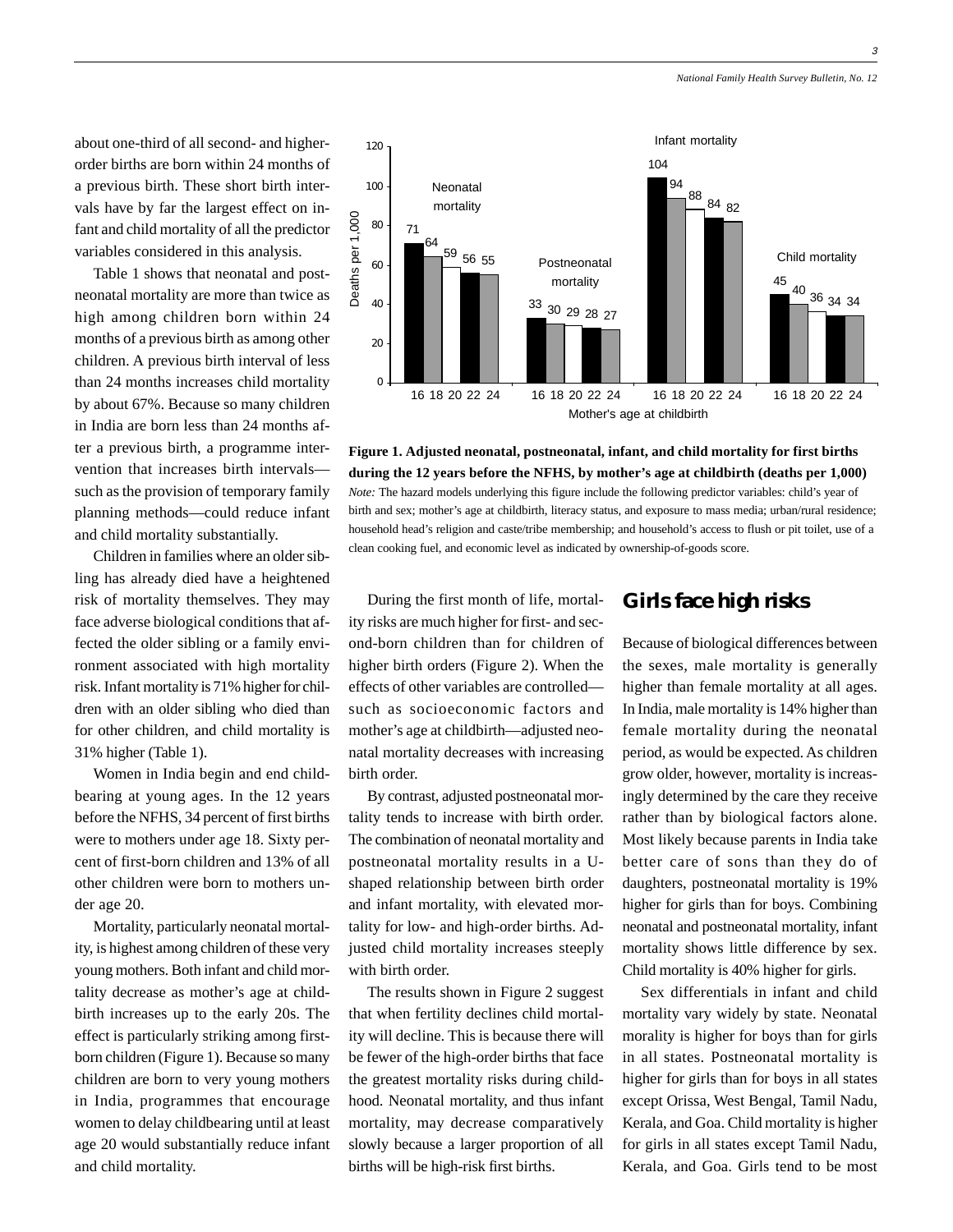about one-third of all second- and higher-order births are born within 24 months of a previous birth. These short birth intervals have by far the largest effect on infant and child mortality of all the predictor variables considered in this analysis.

Table 1 shows that neonatal and postneonatal mortality are more than twice as high among children born within 24 months of a previous birth as among other children. A previous birth interval of less than 24 months increases child mortality by about 67%. Because so many children in India are born less than 24 months after a previous birth, a programme intervention that increases birth intervals—such as the provision of temporary family planning methods—could reduce infant and child mortality substantially.

Children in families where an older sibling has already died have a heightened risk of mortality themselves. They may face adverse biological conditions that affected the older sibling or a family environment associated with high mortality risk. Infant mortality is 71% higher for children with an older sibling who died than for other children, and child mortality is 31% higher (Table 1).

Women in India begin and end childbearing at young ages. In the 12 years before the NFHS, 34 percent of first births were to mothers under age 18. Sixty percent of first-born children and 13% of all other children were born to mothers under age 20.

Mortality, particularly neonatal mortality, is highest among children of these very young mothers. Both infant and child mortality decrease as mother's age at childbirth increases up to the early 20s. The effect is particularly striking among first-born children (Figure 1). Because so many children are born to very young mothers in India, programmes that encourage women to delay childbearing until at least age 20 would substantially reduce infant and child mortality.

| Mother's age at childbirth | Neonatal mortality | Postneonatal mortality | Infant mortality | Child mortality |
|---|---|---|---|---|
| 16 | 71 | 33 | 104 | 45 |
| 18 | 64 | 30 | 94 | 40 |
| 20 | 59 | 29 | 88 | 36 |
| 22 | 56 | 28 | 84 | 34 |
| 24 | 55 | 27 | 82 | 34 |

**Figure 1. Adjusted neonatal, postneonatal, infant, and child mortality for first births during the 12 years before the NFHS, by mother's age at childbirth (deaths per 1,000)**
*Note:* The hazard models underlying this figure include the following predictor variables: child's year of birth and sex; mother's age at childbirth, literacy status, and exposure to mass media; urban/rural residence; household head's religion and caste/tribe membership; and household's access to flush or pit toilet, use of a clean cooking fuel, and economic level as indicated by ownership-of-goods score.

During the first month of life, mortality risks are much higher for first- and second-born children than for children of higher birth orders (Figure 2). When the effects of other variables are controlled—such as socioeconomic factors and mother's age at childbirth—adjusted neonatal mortality decreases with increasing birth order.

By contrast, adjusted postneonatal mortality tends to increase with birth order. The combination of neonatal mortality and postneonatal mortality results in a U-shaped relationship between birth order and infant mortality, with elevated mortality for low- and high-order births. Adjusted child mortality increases steeply with birth order.

The results shown in Figure 2 suggest that when fertility declines child mortality will decline. This is because there will be fewer of the high-order births that face the greatest mortality risks during childhood. Neonatal mortality, and thus infant mortality, may decrease comparatively slowly because a larger proportion of all births will be high-risk first births.

## Girls face high risks

Because of biological differences between the sexes, male mortality is generally higher than female mortality at all ages. In India, male mortality is 14% higher than female mortality during the neonatal period, as would be expected. As children grow older, however, mortality is increasingly determined by the care they receive rather than by biological factors alone. Most likely because parents in India take better care of sons than they do of daughters, postneonatal mortality is 19% higher for girls than for boys. Combining neonatal and postneonatal mortality, infant mortality shows little difference by sex. Child mortality is 40% higher for girls.

Sex differentials in infant and child mortality vary widely by state. Neonatal morality is higher for boys than for girls in all states. Postneonatal mortality is higher for girls than for boys in all states except Orissa, West Bengal, Tamil Nadu, Kerala, and Goa. Child mortality is higher for girls in all states except Tamil Nadu, Kerala, and Goa. Girls tend to be most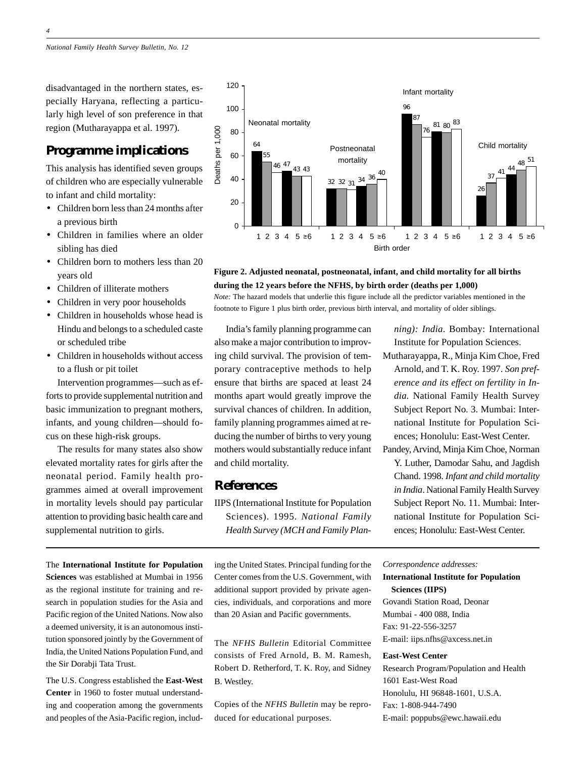disadvantaged in the northern states, especially Haryana, reflecting a particularly high level of son preference in that region (Mutharayappa et al. 1997).

## Programme implications

This analysis has identified seven groups of children who are especially vulnerable to infant and child mortality:

- Children born less than 24 months after a previous birth
- Children in families where an older sibling has died
- Children born to mothers less than 20 years old
- Children of illiterate mothers
- Children in very poor households
- Children in households whose head is Hindu and belongs to a scheduled caste or scheduled tribe
- Children in households without access to a flush or pit toilet

Intervention programmes—such as efforts to provide supplemental nutrition and basic immunization to pregnant mothers, infants, and young children—should focus on these high-risk groups.

The results for many states also show elevated mortality rates for girls after the neonatal period. Family health programmes aimed at overall improvement in mortality levels should pay particular attention to providing basic health care and supplemental nutrition to girls.

120
100
80
60
40
20
0
Deaths per 1,000
Neonatal mortality
64 55 46 47 43 43
Postneonatal mortality
32 32 31 34 36 40
Infant mortality
96 87 76 81 80 83
Child mortality
26 37 41 44 48 51
1 2 3 4 5 ≥6 1 2 3 4 5 ≥6 1 2 3 4 5 ≥6 1 2 3 4 5 ≥6
Birth order

**Figure 2. Adjusted neonatal, postneonatal, infant, and child mortality for all births during the 12 years before the NFHS, by birth order (deaths per 1,000)**

*Note:* The hazard models that underlie this figure include all the predictor variables mentioned in the footnote to Figure 1 plus birth order, previous birth interval, and mortality of older siblings.

India's family planning programme can also make a major contribution to improving child survival. The provision of temporary contraceptive methods to help ensure that births are spaced at least 24 months apart would greatly improve the survival chances of children. In addition, family planning programmes aimed at reducing the number of births to very young mothers would substantially reduce infant and child mortality.

## References

IIPS (International Institute for Population Sciences). 1995. *National Family Health Survey (MCH and Family Planning): India*. Bombay: International Institute for Population Sciences.

Mutharayappa, R., Minja Kim Choe, Fred Arnold, and T. K. Roy. 1997. *Son preference and its effect on fertility in India*. National Family Health Survey Subject Report No. 3. Mumbai: International Institute for Population Sciences; Honolulu: East-West Center.

Pandey, Arvind, Minja Kim Choe, Norman Y. Luther, Damodar Sahu, and Jagdish Chand. 1998. *Infant and child mortality in India*. National Family Health Survey Subject Report No. 11. Mumbai: International Institute for Population Sciences; Honolulu: East-West Center.

---

The **International Institute for Population Sciences** was established at Mumbai in 1956 as the regional institute for training and research in population studies for the Asia and Pacific region of the United Nations. Now also a deemed university, it is an autonomous institution sponsored jointly by the Government of India, the United Nations Population Fund, and the Sir Dorabji Tata Trust.

The U.S. Congress established the **East-West Center** in 1960 to foster mutual understanding and cooperation among the governments and peoples of the Asia-Pacific region, including the United States. Principal funding for the Center comes from the U.S. Government, with additional support provided by private agencies, individuals, and corporations and more than 20 Asian and Pacific governments.

The *NFHS Bulletin* Editorial Committee consists of Fred Arnold, B. M. Ramesh, Robert D. Retherford, T. K. Roy, and Sidney B. Westley.

Copies of the *NFHS Bulletin* may be reproduced for educational purposes.

*Correspondence addresses:*

**International Institute for Population Sciences (IIPS)**
Govandi Station Road, Deonar
Mumbai - 400 088, India
Fax: 91-22-556-3257
E-mail: iips.nfhs@axcess.net.in

**East-West Center**
Research Program/Population and Health
1601 East-West Road
Honolulu, HI 96848-1601, U.S.A.
Fax: 1-808-944-7490
E-mail: poppubs@ewc.hawaii.edu